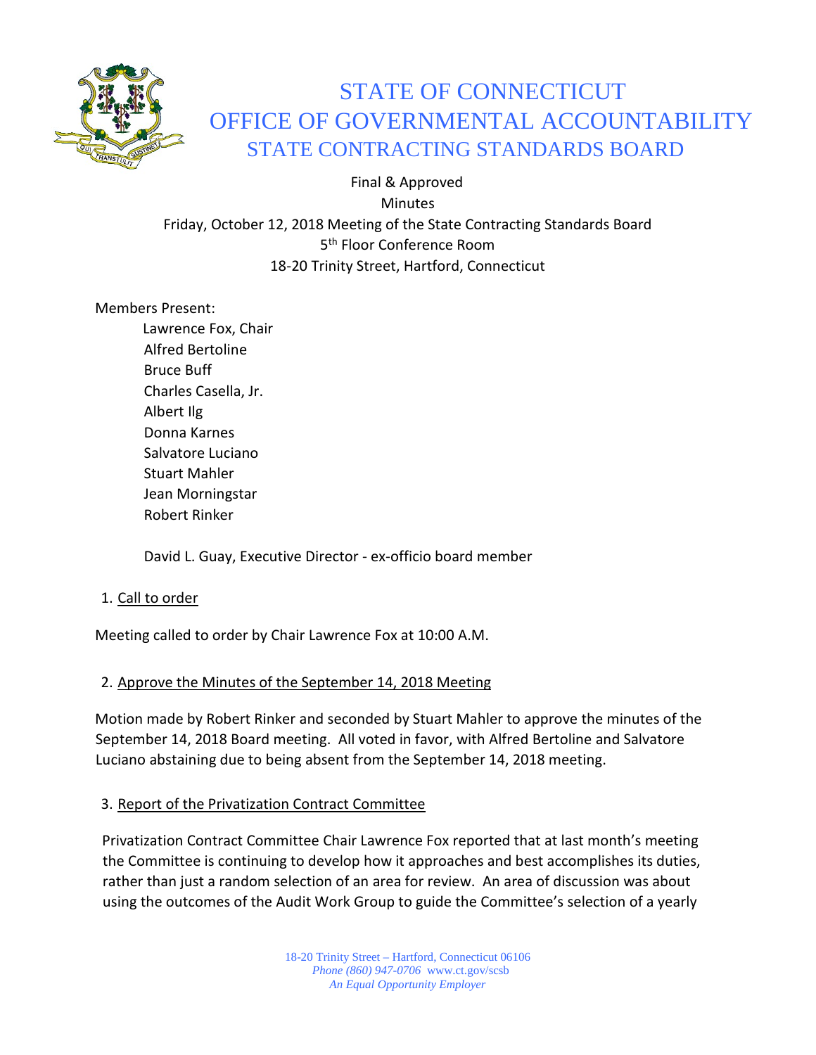# STATE OF CONNECTICUT
# OFFICE OF GOVERNMENTAL ACCOUNTABILITY
## STATE CONTRACTING STANDARDS BOARD

Final & Approved
Minutes
Friday, October 12, 2018 Meeting of the State Contracting Standards Board
5th Floor Conference Room
18-20 Trinity Street, Hartford, Connecticut

Members Present:

Lawrence Fox, Chair
Alfred Bertoline
Bruce Buff
Charles Casella, Jr.
Albert Ilg
Donna Karnes
Salvatore Luciano
Stuart Mahler
Jean Morningstar
Robert Rinker

David L. Guay, Executive Director - ex-officio board member

1. Call to order

Meeting called to order by Chair Lawrence Fox at 10:00 A.M.

2. Approve the Minutes of the September 14, 2018 Meeting

Motion made by Robert Rinker and seconded by Stuart Mahler to approve the minutes of the September 14, 2018 Board meeting. All voted in favor, with Alfred Bertoline and Salvatore Luciano abstaining due to being absent from the September 14, 2018 meeting.

3. Report of the Privatization Contract Committee

Privatization Contract Committee Chair Lawrence Fox reported that at last month's meeting the Committee is continuing to develop how it approaches and best accomplishes its duties, rather than just a random selection of an area for review. An area of discussion was about using the outcomes of the Audit Work Group to guide the Committee's selection of a yearly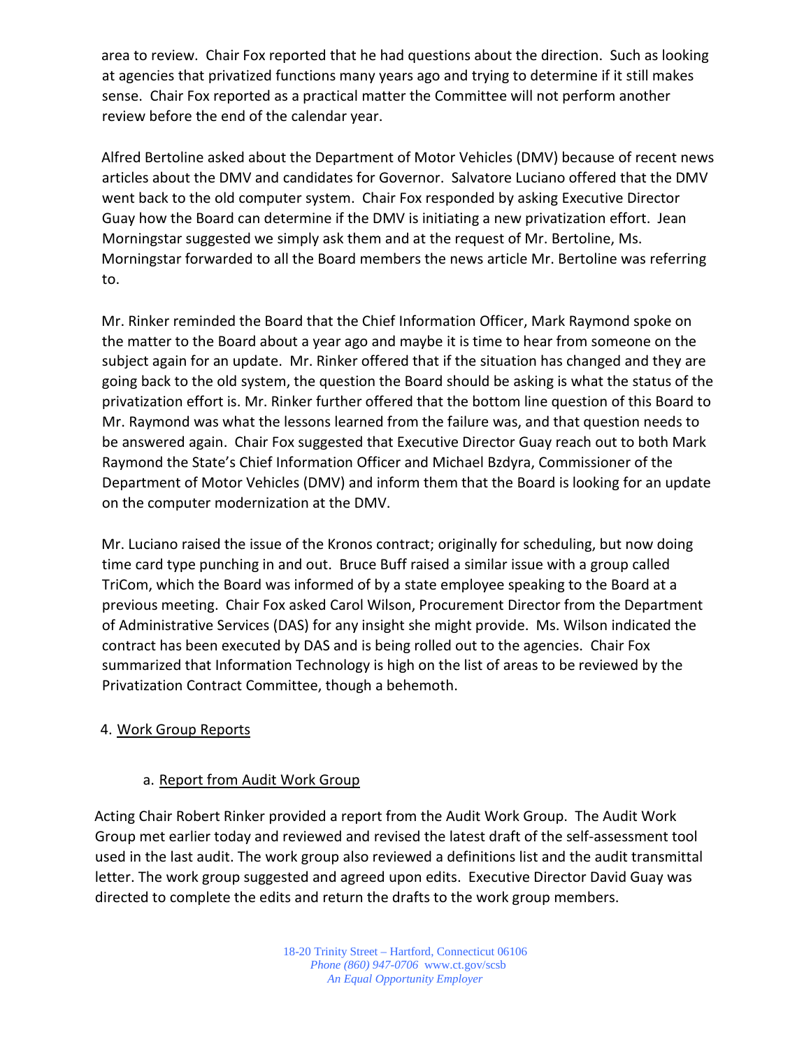area to review. Chair Fox reported that he had questions about the direction. Such as looking at agencies that privatized functions many years ago and trying to determine if it still makes sense. Chair Fox reported as a practical matter the Committee will not perform another review before the end of the calendar year.

Alfred Bertoline asked about the Department of Motor Vehicles (DMV) because of recent news articles about the DMV and candidates for Governor. Salvatore Luciano offered that the DMV went back to the old computer system. Chair Fox responded by asking Executive Director Guay how the Board can determine if the DMV is initiating a new privatization effort. Jean Morningstar suggested we simply ask them and at the request of Mr. Bertoline, Ms. Morningstar forwarded to all the Board members the news article Mr. Bertoline was referring to.

Mr. Rinker reminded the Board that the Chief Information Officer, Mark Raymond spoke on the matter to the Board about a year ago and maybe it is time to hear from someone on the subject again for an update. Mr. Rinker offered that if the situation has changed and they are going back to the old system, the question the Board should be asking is what the status of the privatization effort is. Mr. Rinker further offered that the bottom line question of this Board to Mr. Raymond was what the lessons learned from the failure was, and that question needs to be answered again. Chair Fox suggested that Executive Director Guay reach out to both Mark Raymond the State's Chief Information Officer and Michael Bzdyra, Commissioner of the Department of Motor Vehicles (DMV) and inform them that the Board is looking for an update on the computer modernization at the DMV.

Mr. Luciano raised the issue of the Kronos contract; originally for scheduling, but now doing time card type punching in and out. Bruce Buff raised a similar issue with a group called TriCom, which the Board was informed of by a state employee speaking to the Board at a previous meeting. Chair Fox asked Carol Wilson, Procurement Director from the Department of Administrative Services (DAS) for any insight she might provide. Ms. Wilson indicated the contract has been executed by DAS and is being rolled out to the agencies. Chair Fox summarized that Information Technology is high on the list of areas to be reviewed by the Privatization Contract Committee, though a behemoth.

4. Work Group Reports

a. Report from Audit Work Group

Acting Chair Robert Rinker provided a report from the Audit Work Group. The Audit Work Group met earlier today and reviewed and revised the latest draft of the self-assessment tool used in the last audit. The work group also reviewed a definitions list and the audit transmittal letter. The work group suggested and agreed upon edits. Executive Director David Guay was directed to complete the edits and return the drafts to the work group members.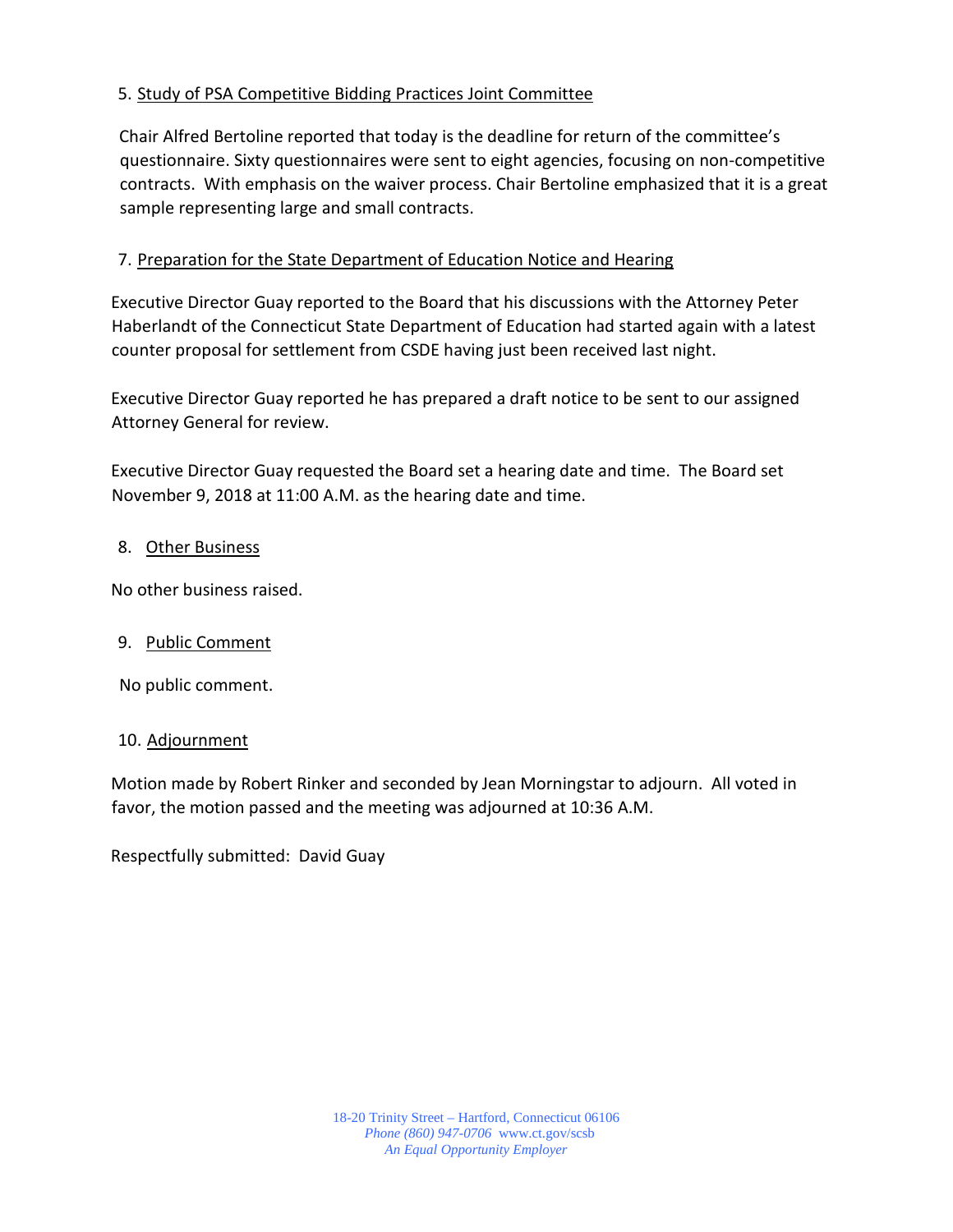5. Study of PSA Competitive Bidding Practices Joint Committee

Chair Alfred Bertoline reported that today is the deadline for return of the committee's questionnaire. Sixty questionnaires were sent to eight agencies, focusing on non-competitive contracts. With emphasis on the waiver process. Chair Bertoline emphasized that it is a great sample representing large and small contracts.

7. Preparation for the State Department of Education Notice and Hearing

Executive Director Guay reported to the Board that his discussions with the Attorney Peter Haberlandt of the Connecticut State Department of Education had started again with a latest counter proposal for settlement from CSDE having just been received last night.

Executive Director Guay reported he has prepared a draft notice to be sent to our assigned Attorney General for review.

Executive Director Guay requested the Board set a hearing date and time. The Board set November 9, 2018 at 11:00 A.M. as the hearing date and time.

8. Other Business

No other business raised.

9. Public Comment

No public comment.

10. Adjournment

Motion made by Robert Rinker and seconded by Jean Morningstar to adjourn. All voted in favor, the motion passed and the meeting was adjourned at 10:36 A.M.

Respectfully submitted: David Guay